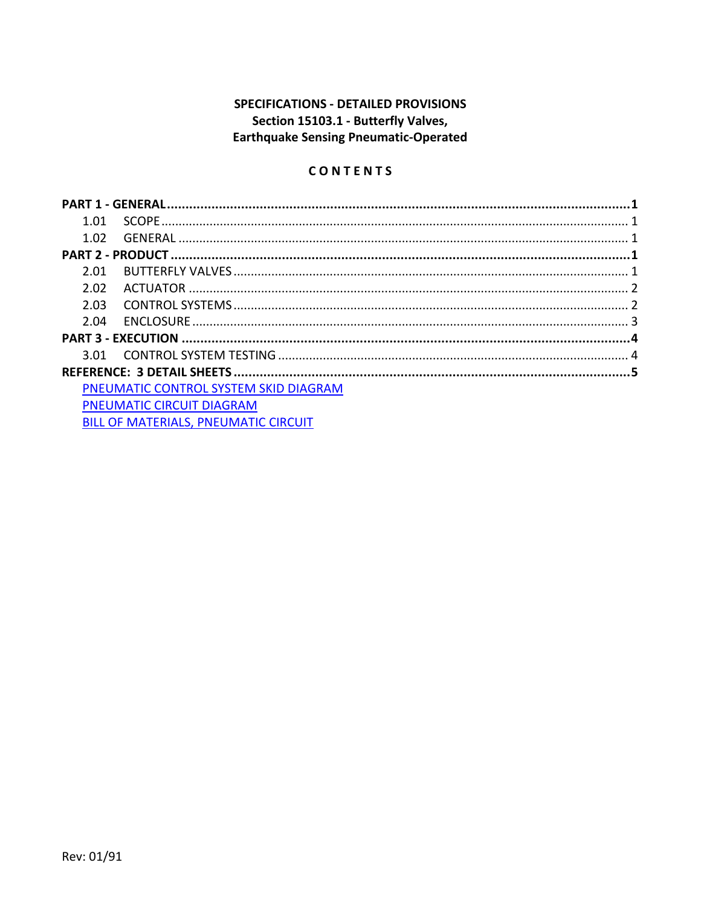**SPECIFICATIONS - DETAILED PROVISIONS**
**Section 15103.1 - Butterfly Valves,**
**Earthquake Sensing Pneumatic-Operated**

## CONTENTS

**PART 1 - GENERAL** .......... **1**
- 1.01 SCOPE .......... 1
- 1.02 GENERAL .......... 1

**PART 2 - PRODUCT** .......... **1**
- 2.01 BUTTERFLY VALVES .......... 1
- 2.02 ACTUATOR .......... 2
- 2.03 CONTROL SYSTEMS .......... 2
- 2.04 ENCLOSURE .......... 3

**PART 3 - EXECUTION** .......... **4**
- 3.01 CONTROL SYSTEM TESTING .......... 4

**REFERENCE: 3 DETAIL SHEETS** .......... **5**
- PNEUMATIC CONTROL SYSTEM SKID DIAGRAM
- PNEUMATIC CIRCUIT DIAGRAM
- BILL OF MATERIALS, PNEUMATIC CIRCUIT

Rev: 01/91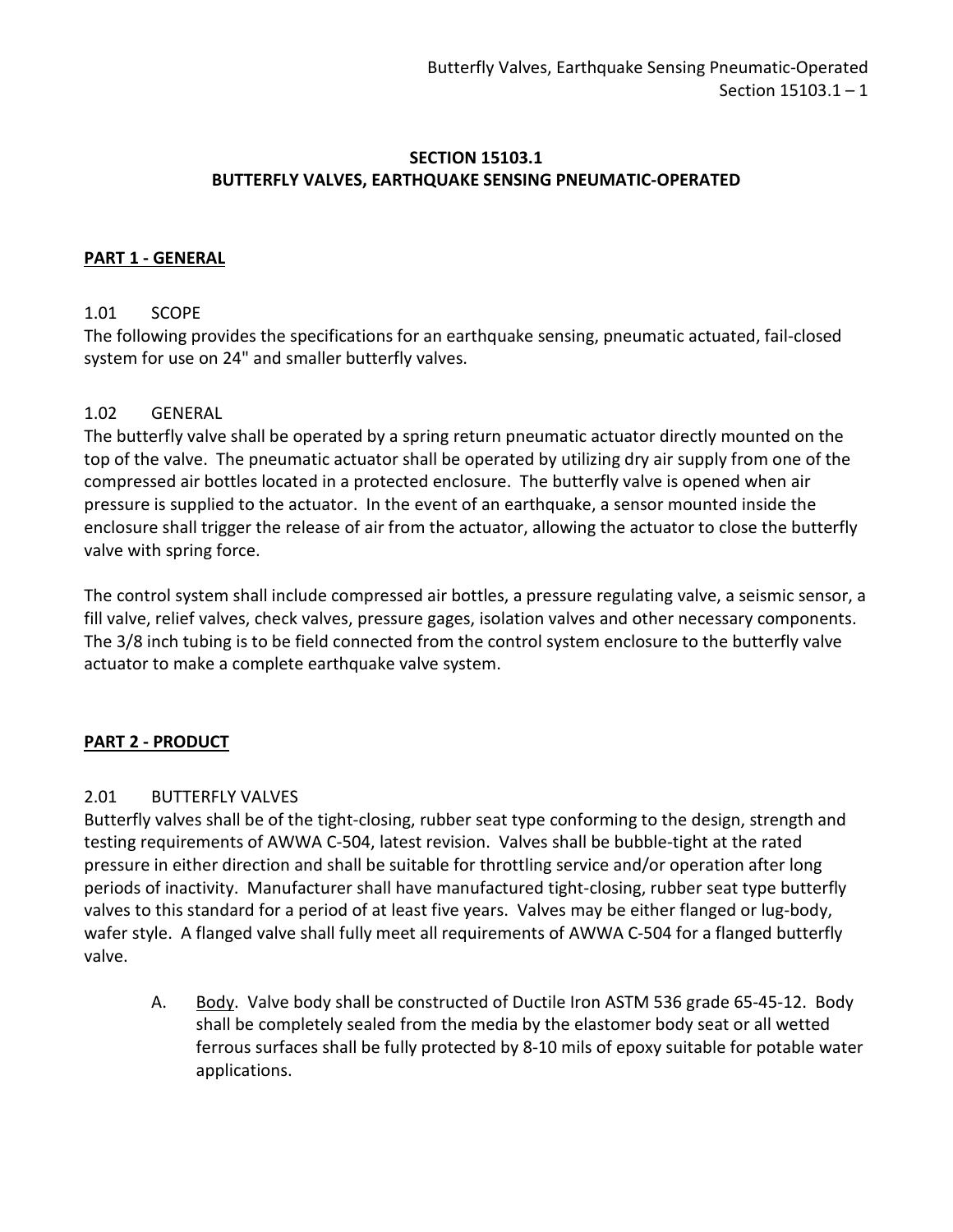## SECTION 15103.1
## BUTTERFLY VALVES, EARTHQUAKE SENSING PNEUMATIC-OPERATED

### PART 1 - GENERAL

1.01 SCOPE

The following provides the specifications for an earthquake sensing, pneumatic actuated, fail-closed system for use on 24" and smaller butterfly valves.

1.02 GENERAL

The butterfly valve shall be operated by a spring return pneumatic actuator directly mounted on the top of the valve. The pneumatic actuator shall be operated by utilizing dry air supply from one of the compressed air bottles located in a protected enclosure. The butterfly valve is opened when air pressure is supplied to the actuator. In the event of an earthquake, a sensor mounted inside the enclosure shall trigger the release of air from the actuator, allowing the actuator to close the butterfly valve with spring force.

The control system shall include compressed air bottles, a pressure regulating valve, a seismic sensor, a fill valve, relief valves, check valves, pressure gages, isolation valves and other necessary components. The 3/8 inch tubing is to be field connected from the control system enclosure to the butterfly valve actuator to make a complete earthquake valve system.

### PART 2 - PRODUCT

2.01 BUTTERFLY VALVES

Butterfly valves shall be of the tight-closing, rubber seat type conforming to the design, strength and testing requirements of AWWA C-504, latest revision. Valves shall be bubble-tight at the rated pressure in either direction and shall be suitable for throttling service and/or operation after long periods of inactivity. Manufacturer shall have manufactured tight-closing, rubber seat type butterfly valves to this standard for a period of at least five years. Valves may be either flanged or lug-body, wafer style. A flanged valve shall fully meet all requirements of AWWA C-504 for a flanged butterfly valve.

A. Body. Valve body shall be constructed of Ductile Iron ASTM 536 grade 65-45-12. Body shall be completely sealed from the media by the elastomer body seat or all wetted ferrous surfaces shall be fully protected by 8-10 mils of epoxy suitable for potable water applications.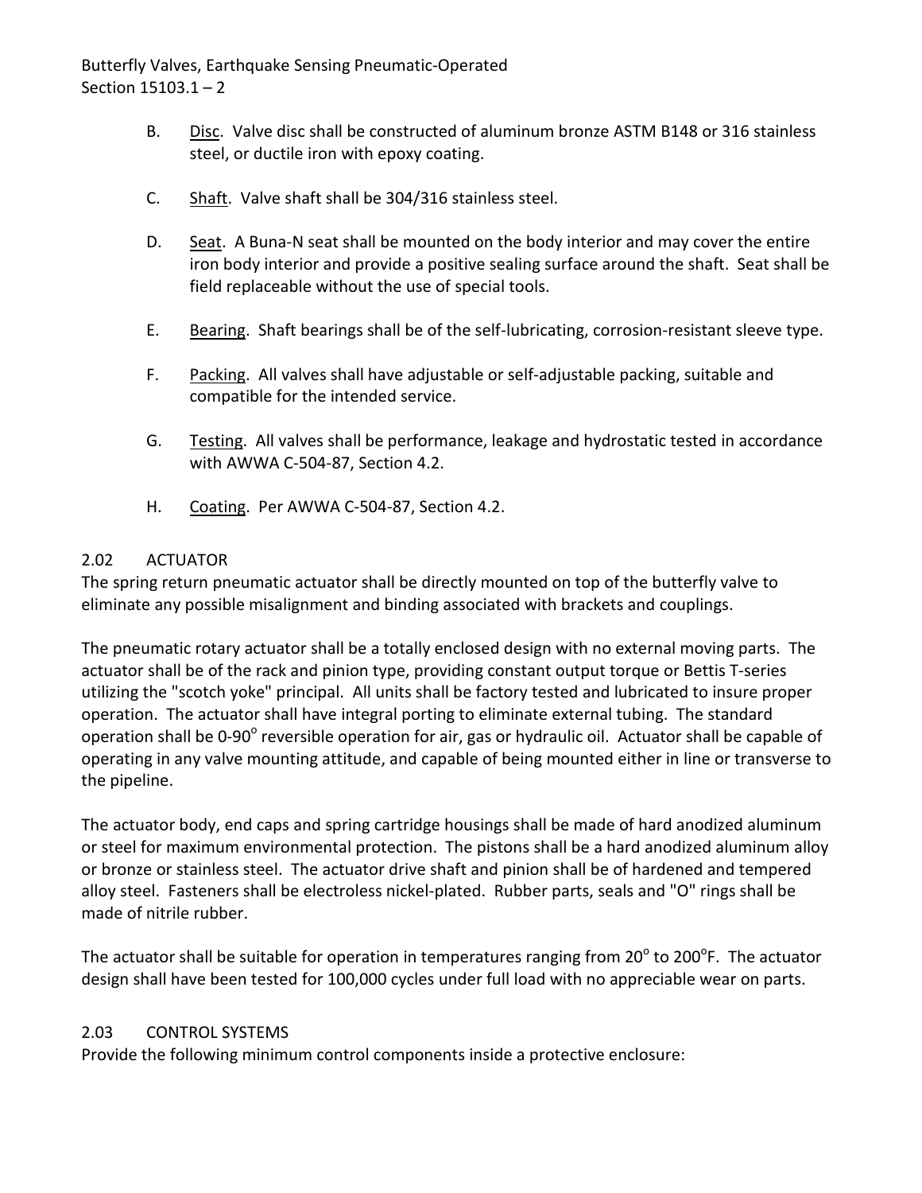B. Disc. Valve disc shall be constructed of aluminum bronze ASTM B148 or 316 stainless steel, or ductile iron with epoxy coating.

C. Shaft. Valve shaft shall be 304/316 stainless steel.

D. Seat. A Buna-N seat shall be mounted on the body interior and may cover the entire iron body interior and provide a positive sealing surface around the shaft. Seat shall be field replaceable without the use of special tools.

E. Bearing. Shaft bearings shall be of the self-lubricating, corrosion-resistant sleeve type.

F. Packing. All valves shall have adjustable or self-adjustable packing, suitable and compatible for the intended service.

G. Testing. All valves shall be performance, leakage and hydrostatic tested in accordance with AWWA C-504-87, Section 4.2.

H. Coating. Per AWWA C-504-87, Section 4.2.

## 2.02 ACTUATOR

The spring return pneumatic actuator shall be directly mounted on top of the butterfly valve to eliminate any possible misalignment and binding associated with brackets and couplings.

The pneumatic rotary actuator shall be a totally enclosed design with no external moving parts. The actuator shall be of the rack and pinion type, providing constant output torque or Bettis T-series utilizing the "scotch yoke" principal. All units shall be factory tested and lubricated to insure proper operation. The actuator shall have integral porting to eliminate external tubing. The standard operation shall be 0-90° reversible operation for air, gas or hydraulic oil. Actuator shall be capable of operating in any valve mounting attitude, and capable of being mounted either in line or transverse to the pipeline.

The actuator body, end caps and spring cartridge housings shall be made of hard anodized aluminum or steel for maximum environmental protection. The pistons shall be a hard anodized aluminum alloy or bronze or stainless steel. The actuator drive shaft and pinion shall be of hardened and tempered alloy steel. Fasteners shall be electroless nickel-plated. Rubber parts, seals and "O" rings shall be made of nitrile rubber.

The actuator shall be suitable for operation in temperatures ranging from 20° to 200°F. The actuator design shall have been tested for 100,000 cycles under full load with no appreciable wear on parts.

## 2.03 CONTROL SYSTEMS

Provide the following minimum control components inside a protective enclosure: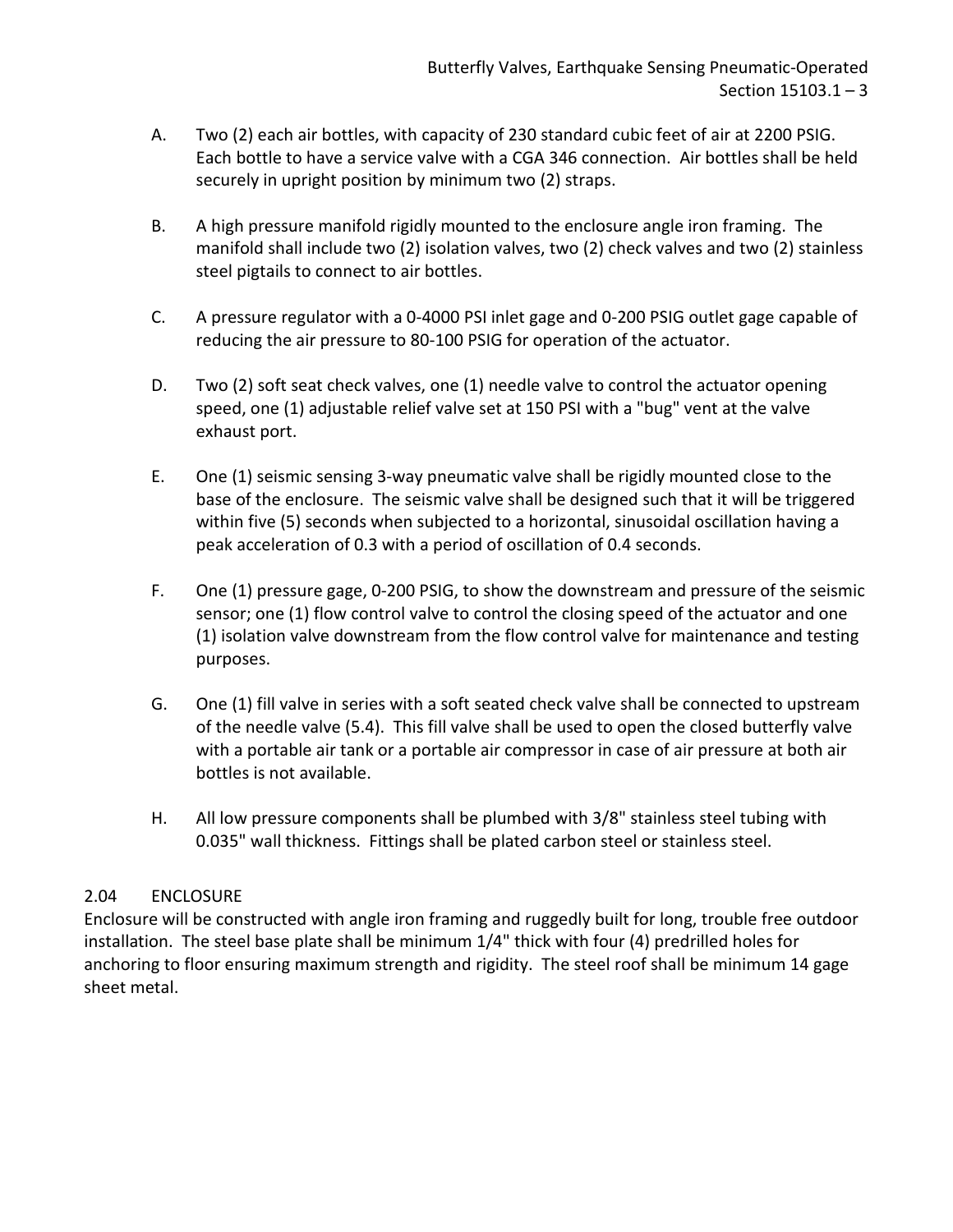A. Two (2) each air bottles, with capacity of 230 standard cubic feet of air at 2200 PSIG. Each bottle to have a service valve with a CGA 346 connection. Air bottles shall be held securely in upright position by minimum two (2) straps.

B. A high pressure manifold rigidly mounted to the enclosure angle iron framing. The manifold shall include two (2) isolation valves, two (2) check valves and two (2) stainless steel pigtails to connect to air bottles.

C. A pressure regulator with a 0-4000 PSI inlet gage and 0-200 PSIG outlet gage capable of reducing the air pressure to 80-100 PSIG for operation of the actuator.

D. Two (2) soft seat check valves, one (1) needle valve to control the actuator opening speed, one (1) adjustable relief valve set at 150 PSI with a "bug" vent at the valve exhaust port.

E. One (1) seismic sensing 3-way pneumatic valve shall be rigidly mounted close to the base of the enclosure. The seismic valve shall be designed such that it will be triggered within five (5) seconds when subjected to a horizontal, sinusoidal oscillation having a peak acceleration of 0.3 with a period of oscillation of 0.4 seconds.

F. One (1) pressure gage, 0-200 PSIG, to show the downstream and pressure of the seismic sensor; one (1) flow control valve to control the closing speed of the actuator and one (1) isolation valve downstream from the flow control valve for maintenance and testing purposes.

G. One (1) fill valve in series with a soft seated check valve shall be connected to upstream of the needle valve (5.4). This fill valve shall be used to open the closed butterfly valve with a portable air tank or a portable air compressor in case of air pressure at both air bottles is not available.

H. All low pressure components shall be plumbed with 3/8" stainless steel tubing with 0.035" wall thickness. Fittings shall be plated carbon steel or stainless steel.

## 2.04 ENCLOSURE

Enclosure will be constructed with angle iron framing and ruggedly built for long, trouble free outdoor installation. The steel base plate shall be minimum 1/4" thick with four (4) predrilled holes for anchoring to floor ensuring maximum strength and rigidity. The steel roof shall be minimum 14 gage sheet metal.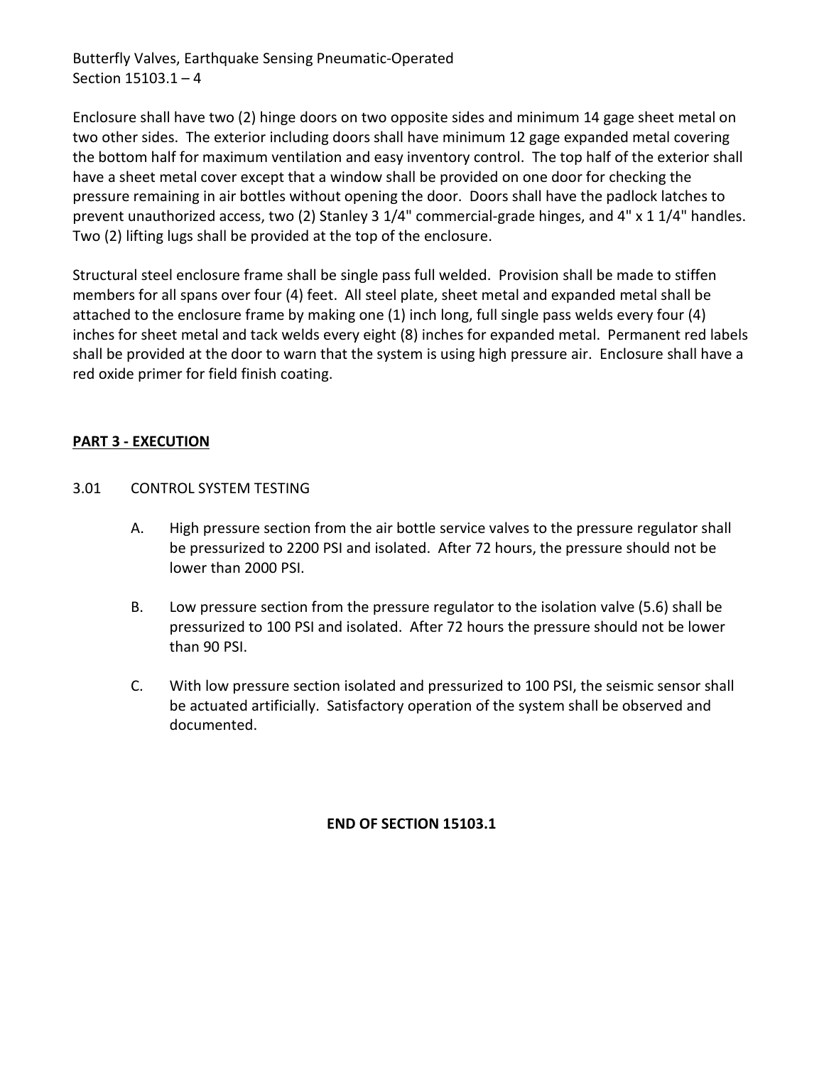Enclosure shall have two (2) hinge doors on two opposite sides and minimum 14 gage sheet metal on two other sides. The exterior including doors shall have minimum 12 gage expanded metal covering the bottom half for maximum ventilation and easy inventory control. The top half of the exterior shall have a sheet metal cover except that a window shall be provided on one door for checking the pressure remaining in air bottles without opening the door. Doors shall have the padlock latches to prevent unauthorized access, two (2) Stanley 3 1/4" commercial-grade hinges, and 4" x 1 1/4" handles. Two (2) lifting lugs shall be provided at the top of the enclosure.

Structural steel enclosure frame shall be single pass full welded. Provision shall be made to stiffen members for all spans over four (4) feet. All steel plate, sheet metal and expanded metal shall be attached to the enclosure frame by making one (1) inch long, full single pass welds every four (4) inches for sheet metal and tack welds every eight (8) inches for expanded metal. Permanent red labels shall be provided at the door to warn that the system is using high pressure air. Enclosure shall have a red oxide primer for field finish coating.

## PART 3 - EXECUTION

### 3.01 CONTROL SYSTEM TESTING

A. High pressure section from the air bottle service valves to the pressure regulator shall be pressurized to 2200 PSI and isolated. After 72 hours, the pressure should not be lower than 2000 PSI.

B. Low pressure section from the pressure regulator to the isolation valve (5.6) shall be pressurized to 100 PSI and isolated. After 72 hours the pressure should not be lower than 90 PSI.

C. With low pressure section isolated and pressurized to 100 PSI, the seismic sensor shall be actuated artificially. Satisfactory operation of the system shall be observed and documented.

**END OF SECTION 15103.1**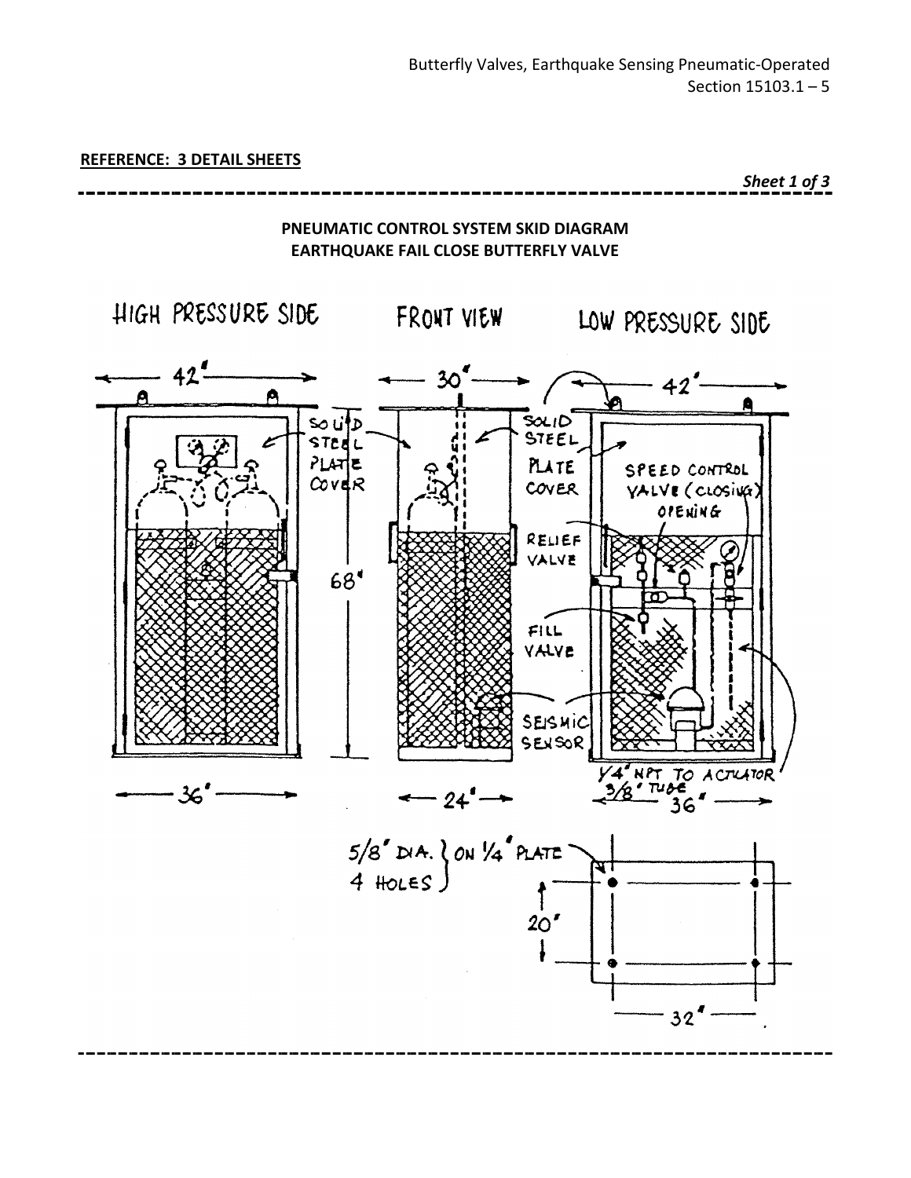**REFERENCE: 3 DETAIL SHEETS**

*Sheet 1 of 3*

**PNEUMATIC CONTROL SYSTEM SKID DIAGRAM**
**EARTHQUAKE FAIL CLOSE BUTTERFLY VALVE**

HIGH PRESSURE SIDE

FRONT VIEW

LOW PRESSURE SIDE

42"

30"

42"

SOLID STEEL PLATE COVER

SOLID STEEL PLATE COVER

SPEED CONTROL VALVE (CLOSING) OPENING

RELIEF VALVE

68"

FILL VALVE

SEISMIC SENSOR

1/4" NPT TO ACTUATOR 3/8" TUBE

36"

24"

36"

5/8" DIA. 4 HOLES } ON 1/4" PLATE

20"

32"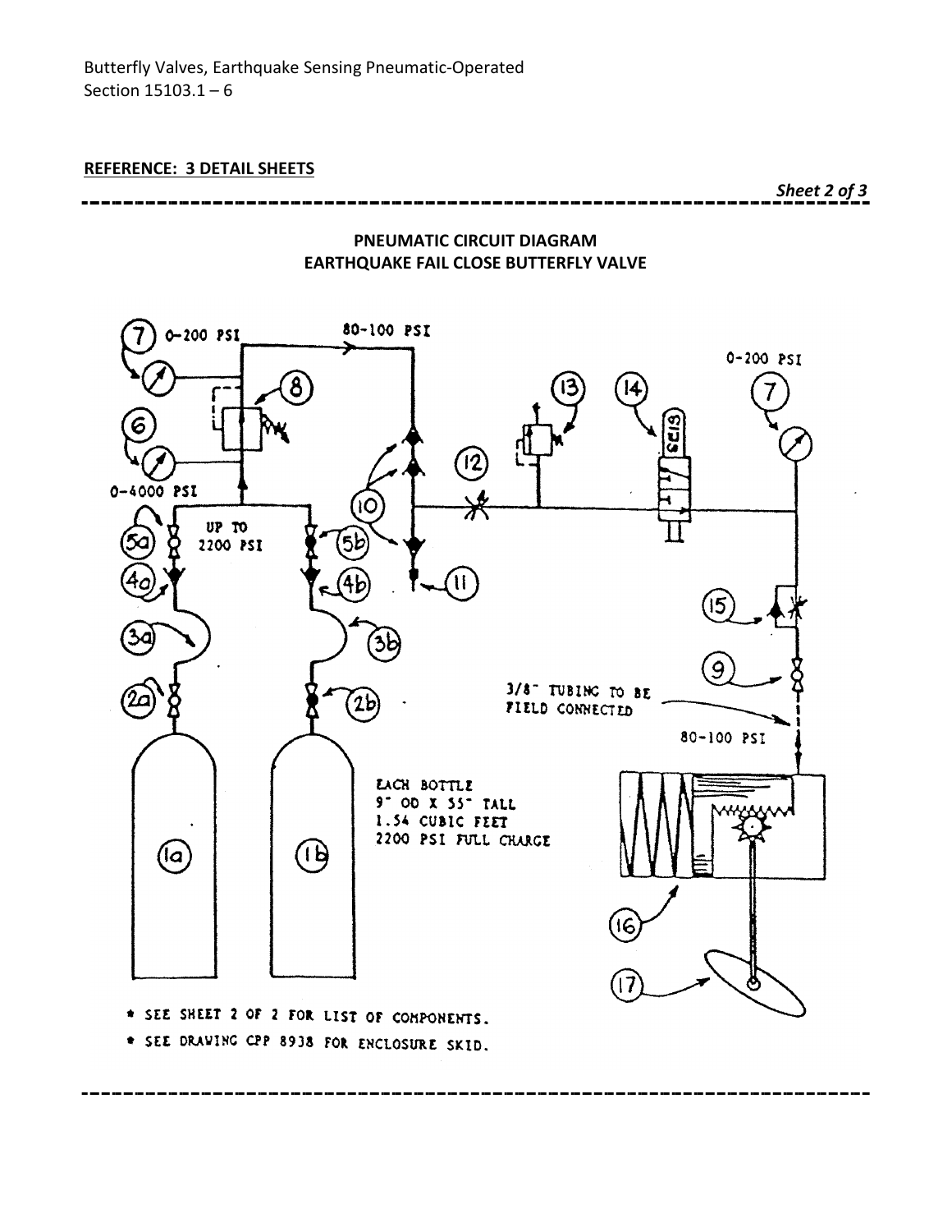**REFERENCE: 3 DETAIL SHEETS**

*Sheet 2 of 3*

---

**PNEUMATIC CIRCUIT DIAGRAM**
**EARTHQUAKE FAIL CLOSE BUTTERFLY VALVE**

0-200 PSI

80-100 PSI

0-200 PSI

0-4000 PSI

UP TO 2200 PSI

SEIS

3/8" TUBING TO BE FIELD CONNECTED

80-100 PSI

EACH BOTTLE
9" OD X 55" TALL
1.54 CUBIC FEET
2200 PSI FULL CHARGE

\* SEE SHEET 2 OF 2 FOR LIST OF COMPONENTS.

\* SEE DRAWING CPP 8938 FOR ENCLOSURE SKID.

---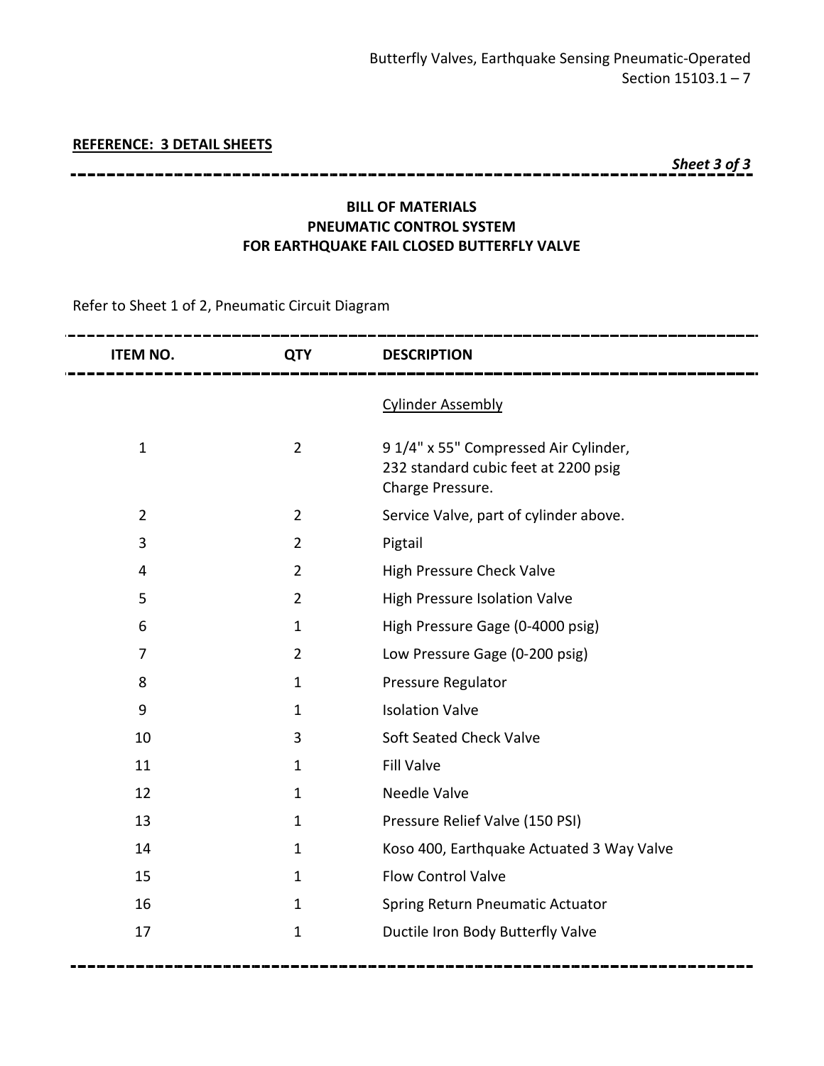**REFERENCE: 3 DETAIL SHEETS**

***Sheet 3 of 3***

## BILL OF MATERIALS
## PNEUMATIC CONTROL SYSTEM
## FOR EARTHQUAKE FAIL CLOSED BUTTERFLY VALVE

Refer to Sheet 1 of 2, Pneumatic Circuit Diagram

| ITEM NO. | QTY | DESCRIPTION |
|---|---|---|
| | | Cylinder Assembly |
| 1 | 2 | 9 1/4" x 55" Compressed Air Cylinder, 232 standard cubic feet at 2200 psig Charge Pressure. |
| 2 | 2 | Service Valve, part of cylinder above. |
| 3 | 2 | Pigtail |
| 4 | 2 | High Pressure Check Valve |
| 5 | 2 | High Pressure Isolation Valve |
| 6 | 1 | High Pressure Gage (0-4000 psig) |
| 7 | 2 | Low Pressure Gage (0-200 psig) |
| 8 | 1 | Pressure Regulator |
| 9 | 1 | Isolation Valve |
| 10 | 3 | Soft Seated Check Valve |
| 11 | 1 | Fill Valve |
| 12 | 1 | Needle Valve |
| 13 | 1 | Pressure Relief Valve (150 PSI) |
| 14 | 1 | Koso 400, Earthquake Actuated 3 Way Valve |
| 15 | 1 | Flow Control Valve |
| 16 | 1 | Spring Return Pneumatic Actuator |
| 17 | 1 | Ductile Iron Body Butterfly Valve |